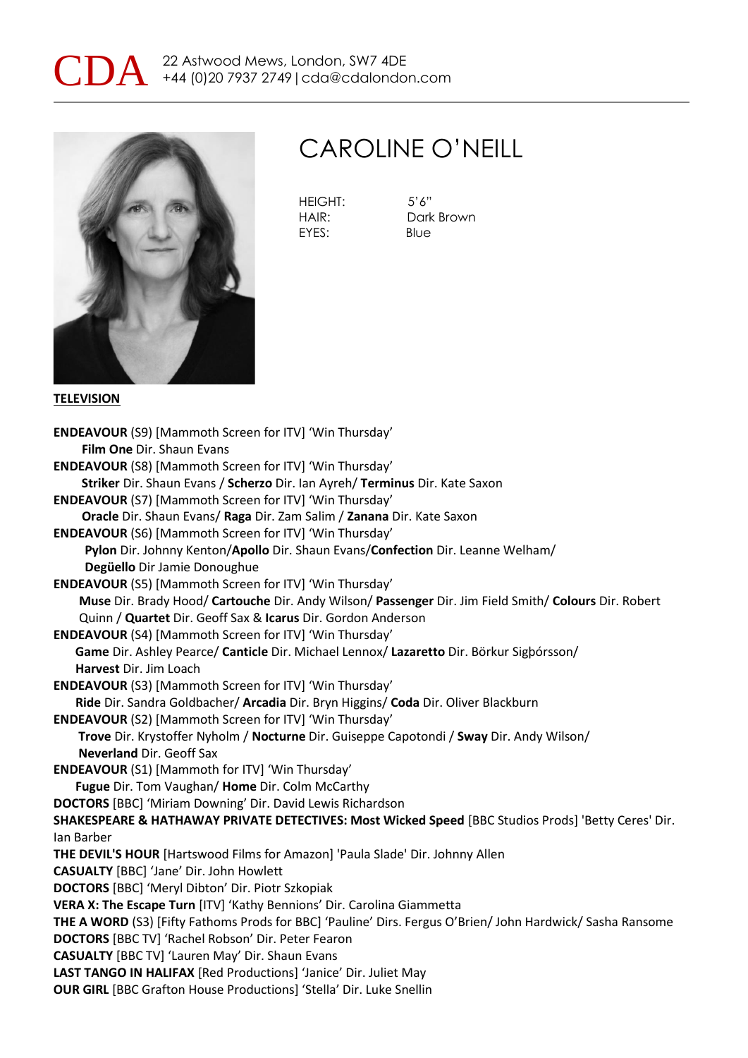CDA 22 Astwood Mews, London, SW7 4DE
+44 (0)20 7937 2749 | cda@cdalondon.com

# CAROLINE O'NEILL

HEIGHT: 5'6"
HAIR: Dark Brown
EYES: Blue

## TELEVISION

**ENDEAVOUR** (S9) [Mammoth Screen for ITV] 'Win Thursday'
**Film One** Dir. Shaun Evans

**ENDEAVOUR** (S8) [Mammoth Screen for ITV] 'Win Thursday'
**Striker** Dir. Shaun Evans / **Scherzo** Dir. Ian Ayreh/ **Terminus** Dir. Kate Saxon

**ENDEAVOUR** (S7) [Mammoth Screen for ITV] 'Win Thursday'
**Oracle** Dir. Shaun Evans/ **Raga** Dir. Zam Salim / **Zanana** Dir. Kate Saxon

**ENDEAVOUR** (S6) [Mammoth Screen for ITV] 'Win Thursday'
**Pylon** Dir. Johnny Kenton/**Apollo** Dir. Shaun Evans/**Confection** Dir. Leanne Welham/
**Degüello** Dir Jamie Donoughue

**ENDEAVOUR** (S5) [Mammoth Screen for ITV] 'Win Thursday'
**Muse** Dir. Brady Hood/ **Cartouche** Dir. Andy Wilson/ **Passenger** Dir. Jim Field Smith/ **Colours** Dir. Robert Quinn / **Quartet** Dir. Geoff Sax & **Icarus** Dir. Gordon Anderson

**ENDEAVOUR** (S4) [Mammoth Screen for ITV] 'Win Thursday'
**Game** Dir. Ashley Pearce/ **Canticle** Dir. Michael Lennox/ **Lazaretto** Dir. Börkur Sigþórsson/
**Harvest** Dir. Jim Loach

**ENDEAVOUR** (S3) [Mammoth Screen for ITV] 'Win Thursday'
**Ride** Dir. Sandra Goldbacher/ **Arcadia** Dir. Bryn Higgins/ **Coda** Dir. Oliver Blackburn

**ENDEAVOUR** (S2) [Mammoth Screen for ITV] 'Win Thursday'
**Trove** Dir. Krystoffer Nyholm / **Nocturne** Dir. Guiseppe Capotondi / **Sway** Dir. Andy Wilson/
**Neverland** Dir. Geoff Sax

**ENDEAVOUR** (S1) [Mammoth for ITV] 'Win Thursday'
**Fugue** Dir. Tom Vaughan/ **Home** Dir. Colm McCarthy

**DOCTORS** [BBC] 'Miriam Downing' Dir. David Lewis Richardson

**SHAKESPEARE & HATHAWAY PRIVATE DETECTIVES: Most Wicked Speed** [BBC Studios Prods] 'Betty Ceres' Dir. Ian Barber

**THE DEVIL'S HOUR** [Hartswood Films for Amazon] 'Paula Slade' Dir. Johnny Allen

**CASUALTY** [BBC] 'Jane' Dir. John Howlett

**DOCTORS** [BBC] 'Meryl Dibton' Dir. Piotr Szkopiak

**VERA X: The Escape Turn** [ITV] 'Kathy Bennions' Dir. Carolina Giammetta

**THE A WORD** (S3) [Fifty Fathoms Prods for BBC] 'Pauline' Dirs. Fergus O'Brien/ John Hardwick/ Sasha Ransome

**DOCTORS** [BBC TV] 'Rachel Robson' Dir. Peter Fearon

**CASUALTY** [BBC TV] 'Lauren May' Dir. Shaun Evans

**LAST TANGO IN HALIFAX** [Red Productions] 'Janice' Dir. Juliet May

**OUR GIRL** [BBC Grafton House Productions] 'Stella' Dir. Luke Snellin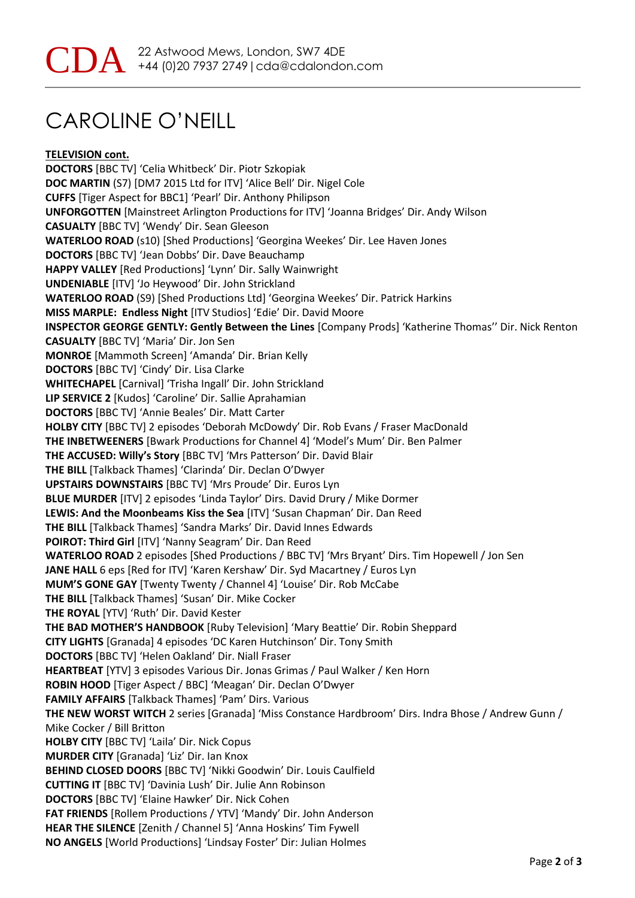CDA 22 Astwood Mews, London, SW7 4DE
+44 (0)20 7937 2749 | cda@cdalondon.com

# CAROLINE O'NEILL

**TELEVISION cont.**

**DOCTORS** [BBC TV] 'Celia Whitbeck' Dir. Piotr Szkopiak
**DOC MARTIN** (S7) [DM7 2015 Ltd for ITV] 'Alice Bell' Dir. Nigel Cole
**CUFFS** [Tiger Aspect for BBC1] 'Pearl' Dir. Anthony Philipson
**UNFORGOTTEN** [Mainstreet Arlington Productions for ITV] 'Joanna Bridges' Dir. Andy Wilson
**CASUALTY** [BBC TV] 'Wendy' Dir. Sean Gleeson
**WATERLOO ROAD** (s10) [Shed Productions] 'Georgina Weekes' Dir. Lee Haven Jones
**DOCTORS** [BBC TV] 'Jean Dobbs' Dir. Dave Beauchamp
**HAPPY VALLEY** [Red Productions] 'Lynn' Dir. Sally Wainwright
**UNDENIABLE** [ITV] 'Jo Heywood' Dir. John Strickland
**WATERLOO ROAD** (S9) [Shed Productions Ltd] 'Georgina Weekes' Dir. Patrick Harkins
**MISS MARPLE: Endless Night** [ITV Studios] 'Edie' Dir. David Moore
**INSPECTOR GEORGE GENTLY: Gently Between the Lines** [Company Prods] 'Katherine Thomas'' Dir. Nick Renton
**CASUALTY** [BBC TV] 'Maria' Dir. Jon Sen
**MONROE** [Mammoth Screen] 'Amanda' Dir. Brian Kelly
**DOCTORS** [BBC TV] 'Cindy' Dir. Lisa Clarke
**WHITECHAPEL** [Carnival] 'Trisha Ingall' Dir. John Strickland
**LIP SERVICE 2** [Kudos] 'Caroline' Dir. Sallie Aprahamian
**DOCTORS** [BBC TV] 'Annie Beales' Dir. Matt Carter
**HOLBY CITY** [BBC TV] 2 episodes 'Deborah McDowdy' Dir. Rob Evans / Fraser MacDonald
**THE INBETWEENERS** [Bwark Productions for Channel 4] 'Model's Mum' Dir. Ben Palmer
**THE ACCUSED: Willy's Story** [BBC TV] 'Mrs Patterson' Dir. David Blair
**THE BILL** [Talkback Thames] 'Clarinda' Dir. Declan O'Dwyer
**UPSTAIRS DOWNSTAIRS** [BBC TV] 'Mrs Proude' Dir. Euros Lyn
**BLUE MURDER** [ITV] 2 episodes 'Linda Taylor' Dirs. David Drury / Mike Dormer
**LEWIS: And the Moonbeams Kiss the Sea** [ITV] 'Susan Chapman' Dir. Dan Reed
**THE BILL** [Talkback Thames] 'Sandra Marks' Dir. David Innes Edwards
**POIROT: Third Girl** [ITV] 'Nanny Seagram' Dir. Dan Reed
**WATERLOO ROAD** 2 episodes [Shed Productions / BBC TV] 'Mrs Bryant' Dirs. Tim Hopewell / Jon Sen
**JANE HALL** 6 eps [Red for ITV] 'Karen Kershaw' Dir. Syd Macartney / Euros Lyn
**MUM'S GONE GAY** [Twenty Twenty / Channel 4] 'Louise' Dir. Rob McCabe
**THE BILL** [Talkback Thames] 'Susan' Dir. Mike Cocker
**THE ROYAL** [YTV] 'Ruth' Dir. David Kester
**THE BAD MOTHER'S HANDBOOK** [Ruby Television] 'Mary Beattie' Dir. Robin Sheppard
**CITY LIGHTS** [Granada] 4 episodes 'DC Karen Hutchinson' Dir. Tony Smith
**DOCTORS** [BBC TV] 'Helen Oakland' Dir. Niall Fraser
**HEARTBEAT** [YTV] 3 episodes Various Dir. Jonas Grimas / Paul Walker / Ken Horn
**ROBIN HOOD** [Tiger Aspect / BBC] 'Meagan' Dir. Declan O'Dwyer
**FAMILY AFFAIRS** [Talkback Thames] 'Pam' Dirs. Various
**THE NEW WORST WITCH** 2 series [Granada] 'Miss Constance Hardbroom' Dirs. Indra Bhose / Andrew Gunn / Mike Cocker / Bill Britton
**HOLBY CITY** [BBC TV] 'Laila' Dir. Nick Copus
**MURDER CITY** [Granada] 'Liz' Dir. Ian Knox
**BEHIND CLOSED DOORS** [BBC TV] 'Nikki Goodwin' Dir. Louis Caulfield
**CUTTING IT** [BBC TV] 'Davinia Lush' Dir. Julie Ann Robinson
**DOCTORS** [BBC TV] 'Elaine Hawker' Dir. Nick Cohen
**FAT FRIENDS** [Rollem Productions / YTV] 'Mandy' Dir. John Anderson
**HEAR THE SILENCE** [Zenith / Channel 5] 'Anna Hoskins' Tim Fywell
**NO ANGELS** [World Productions] 'Lindsay Foster' Dir: Julian Holmes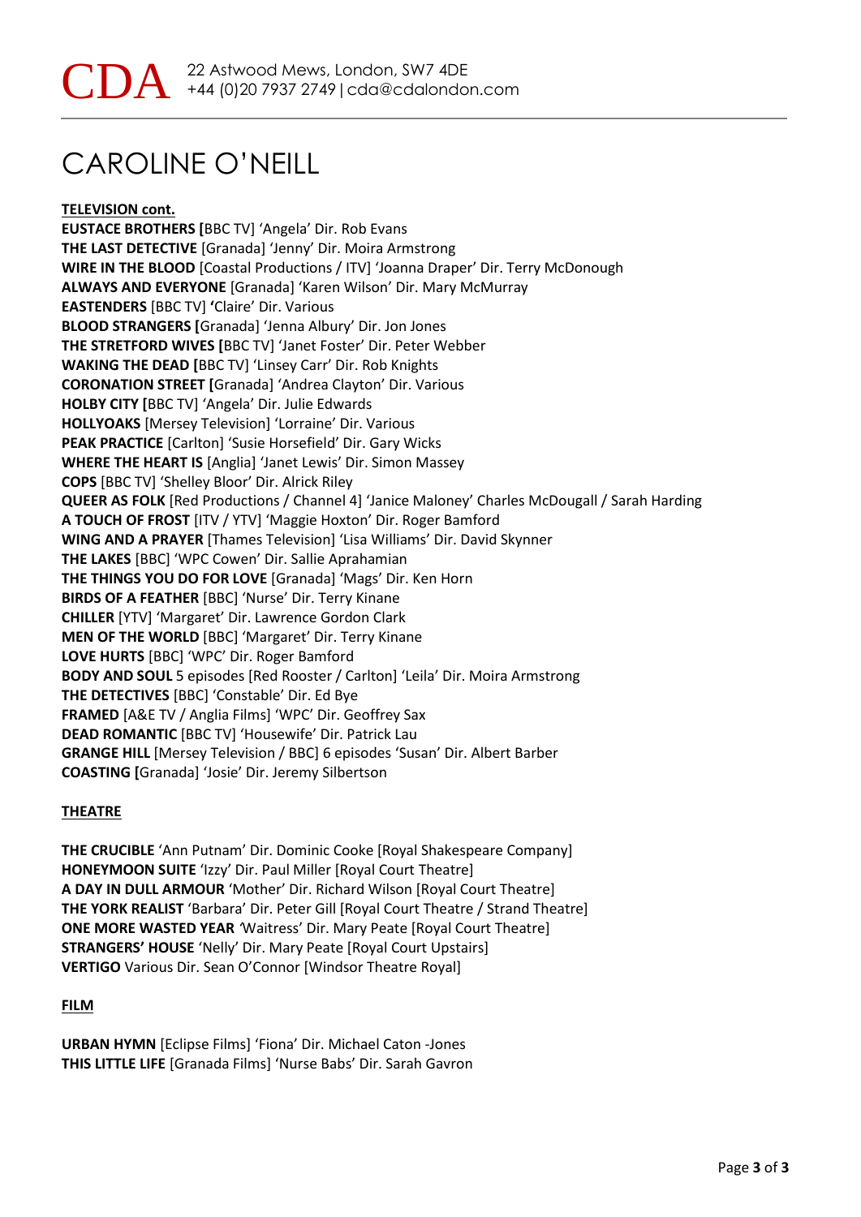CDA 22 Astwood Mews, London, SW7 4DE
+44 (0)20 7937 2749 | cda@cdalondon.com

# CAROLINE O'NEILL

**TELEVISION cont.**

**EUSTACE BROTHERS [**BBC TV] 'Angela' Dir. Rob Evans
**THE LAST DETECTIVE** [Granada] 'Jenny' Dir. Moira Armstrong
**WIRE IN THE BLOOD** [Coastal Productions / ITV] 'Joanna Draper' Dir. Terry McDonough
**ALWAYS AND EVERYONE** [Granada] 'Karen Wilson' Dir. Mary McMurray
**EASTENDERS** [BBC TV] **'**Claire' Dir. Various
**BLOOD STRANGERS [**Granada] 'Jenna Albury' Dir. Jon Jones
**THE STRETFORD WIVES [**BBC TV] 'Janet Foster' Dir. Peter Webber
**WAKING THE DEAD [**BBC TV] 'Linsey Carr' Dir. Rob Knights
**CORONATION STREET [**Granada] 'Andrea Clayton' Dir. Various
**HOLBY CITY [**BBC TV] 'Angela' Dir. Julie Edwards
**HOLLYOAKS** [Mersey Television] 'Lorraine' Dir. Various
**PEAK PRACTICE** [Carlton] 'Susie Horsefield' Dir. Gary Wicks
**WHERE THE HEART IS** [Anglia] 'Janet Lewis' Dir. Simon Massey
**COPS** [BBC TV] 'Shelley Bloor' Dir. Alrick Riley
**QUEER AS FOLK** [Red Productions / Channel 4] 'Janice Maloney' Charles McDougall / Sarah Harding
**A TOUCH OF FROST** [ITV / YTV] 'Maggie Hoxton' Dir. Roger Bamford
**WING AND A PRAYER** [Thames Television] 'Lisa Williams' Dir. David Skynner
**THE LAKES** [BBC] 'WPC Cowen' Dir. Sallie Aprahamian
**THE THINGS YOU DO FOR LOVE** [Granada] 'Mags' Dir. Ken Horn
**BIRDS OF A FEATHER** [BBC] 'Nurse' Dir. Terry Kinane
**CHILLER** [YTV] 'Margaret' Dir. Lawrence Gordon Clark
**MEN OF THE WORLD** [BBC] 'Margaret' Dir. Terry Kinane
**LOVE HURTS** [BBC] 'WPC' Dir. Roger Bamford
**BODY AND SOUL** 5 episodes [Red Rooster / Carlton] 'Leila' Dir. Moira Armstrong
**THE DETECTIVES** [BBC] 'Constable' Dir. Ed Bye
**FRAMED** [A&E TV / Anglia Films] 'WPC' Dir. Geoffrey Sax
**DEAD ROMANTIC** [BBC TV] 'Housewife' Dir. Patrick Lau
**GRANGE HILL** [Mersey Television / BBC] 6 episodes 'Susan' Dir. Albert Barber
**COASTING [**Granada] 'Josie' Dir. Jeremy Silbertson

**THEATRE**

**THE CRUCIBLE** 'Ann Putnam' Dir. Dominic Cooke [Royal Shakespeare Company]
**HONEYMOON SUITE** 'Izzy' Dir. Paul Miller [Royal Court Theatre]
**A DAY IN DULL ARMOUR** 'Mother' Dir. Richard Wilson [Royal Court Theatre]
**THE YORK REALIST** 'Barbara' Dir. Peter Gill [Royal Court Theatre / Strand Theatre]
**ONE MORE WASTED YEAR** 'Waitress' Dir. Mary Peate [Royal Court Theatre]
**STRANGERS' HOUSE** 'Nelly' Dir. Mary Peate [Royal Court Upstairs]
**VERTIGO** Various Dir. Sean O'Connor [Windsor Theatre Royal]

**FILM**

**URBAN HYMN** [Eclipse Films] 'Fiona' Dir. Michael Caton -Jones
**THIS LITTLE LIFE** [Granada Films] 'Nurse Babs' Dir. Sarah Gavron